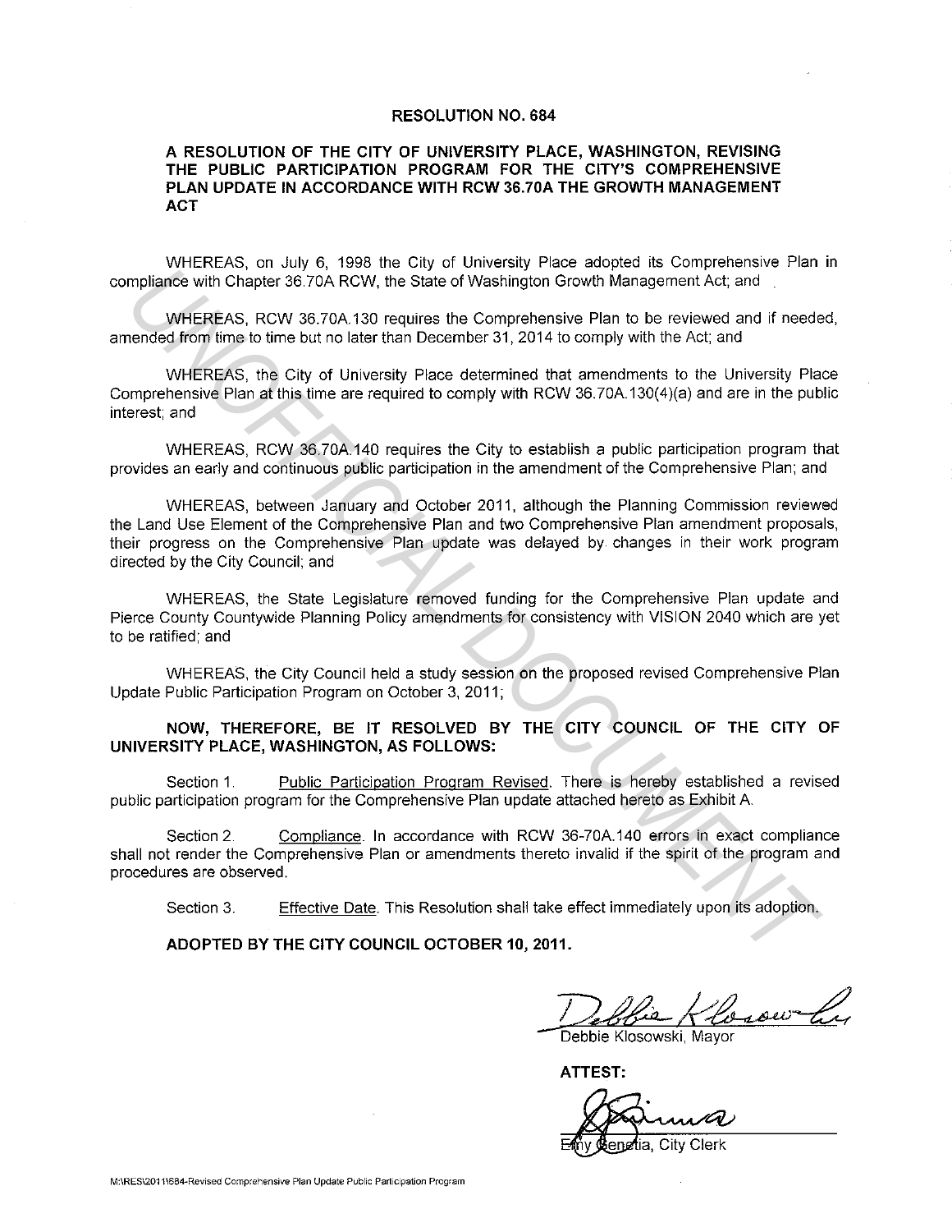# RESOLUTION NO. 684

## A RESOLUTION OF THE CITY OF UNIVERSITY PLACE, WASHINGTON, REVISING THE PUBLIC PARTICIPATION PROGRAM FOR THE CITY'S COMPREHENSIVE PLAN UPDATE IN ACCORDANCE WITH RCW 36.70A THE GROWTH MANAGEMENT ACT

WHEREAS, on July 6, 1998 the City of University Place adopted its Comprehensive Plan in compliance with Chapter 36.70A RCW, the State of Washington Growth Management Act; and

WHEREAS, RCW 36.70A.130 requires the Comprehensive Plan to be reviewed and if needed, amended from time to time but no later than December 31, 2014 to comply with the Act; and

WHEREAS, the City of University Place determined that amendments to the University Place Comprehensive Plan at this time are required to comply with RCW 36.70A.130(4)(a) and are in the public interest; and

WHEREAS, RCW 36.70A.140 requires the City to establish a public participation program that provides an early and continuous public participation in the amendment of the Comprehensive Plan; and

WHEREAS, between January and October 2011, although the Planning Commission reviewed the Land Use Element of the Comprehensive Plan and two Comprehensive Plan amendment proposals, their progress on the Comprehensive Plan update was delayed by changes in their work program directed by the City Council; and

WHEREAS, the State Legislature removed funding for the Comprehensive Plan update and Pierce County Countywide Planning Policy amendments for consistency with VISION 2040 which are yet to be ratified; and

WHEREAS, the City Council held a study session on the proposed revised Comprehensive Plan Update Public Participation Program on October 3, 2011;

**NOW, THEREFORE, BE IT RESOLVED BY THE CITY COUNCIL OF THE CITY OF UNIVERSITY PLACE, WASHINGTON, AS FOLLOWS:**

Section 1. Public Participation Program Revised. There is hereby established a revised public participation program for the Comprehensive Plan update attached hereto as Exhibit A.

Section 2. Compliance. In accordance with RCW 36-70A.140 errors in exact compliance shall not render the Comprehensive Plan or amendments thereto invalid if the spirit of the program and procedures are observed.

Section 3. Effective Date. This Resolution shall take effect immediately upon its adoption.

**ADOPTED BY THE CITY COUNCIL OCTOBER 10, 2011.**

Debbie Klosowski, Mayor

**ATTEST:**

Emy Genetia, City Clerk

M:\RES\2011\684-Revised Comprehensive Plan Update Public Participation Program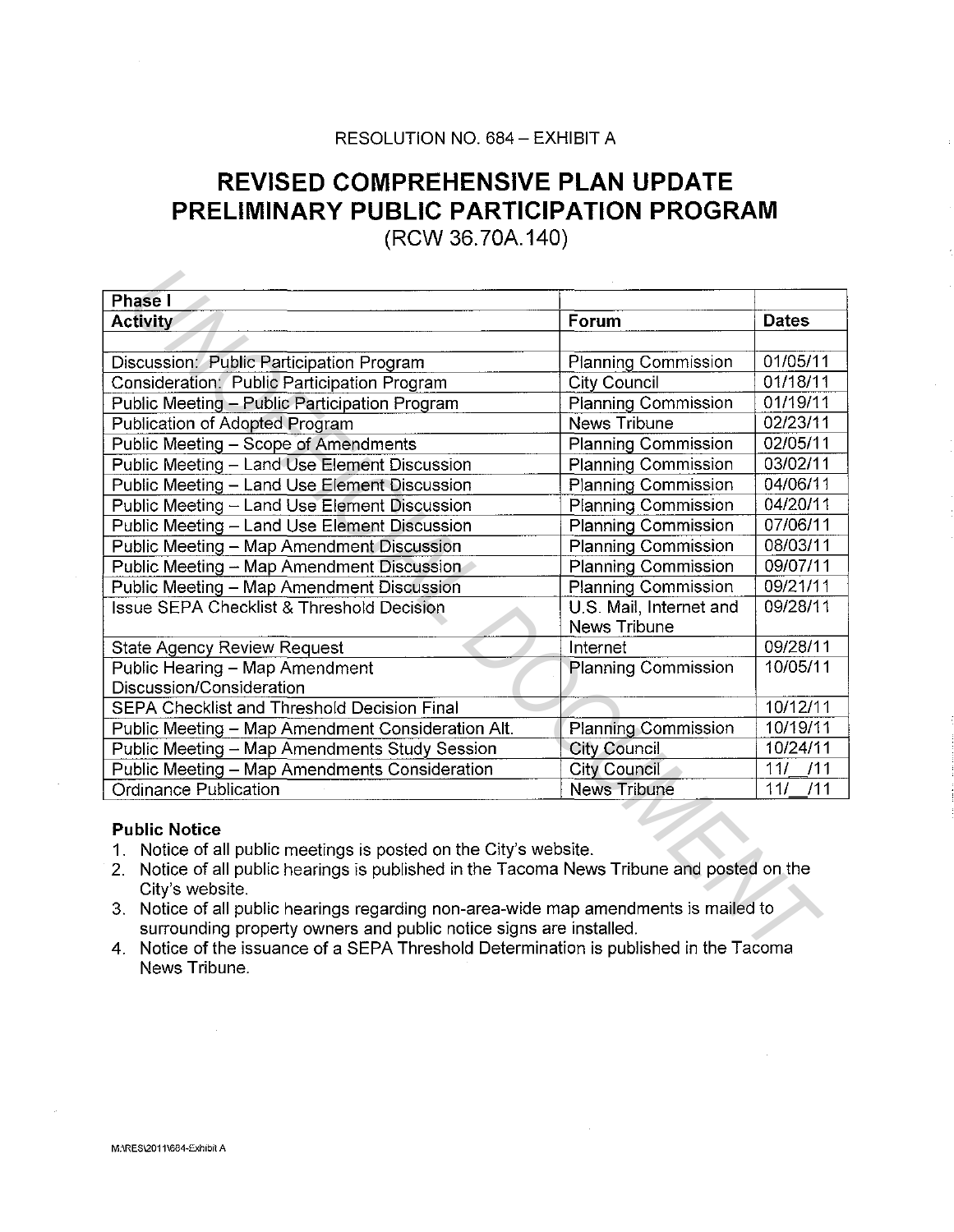RESOLUTION NO. 684 – EXHIBIT A

# REVISED COMPREHENSIVE PLAN UPDATE PRELIMINARY PUBLIC PARTICIPATION PROGRAM

(RCW 36.70A.140)

| Phase I | | |
|---|---|---|
| **Activity** | **Forum** | **Dates** |
| | | |
| Discussion: Public Participation Program | Planning Commission | 01/05/11 |
| Consideration: Public Participation Program | City Council | 01/18/11 |
| Public Meeting – Public Participation Program | Planning Commission | 01/19/11 |
| Publication of Adopted Program | News Tribune | 02/23/11 |
| Public Meeting – Scope of Amendments | Planning Commission | 02/05/11 |
| Public Meeting – Land Use Element Discussion | Planning Commission | 03/02/11 |
| Public Meeting – Land Use Element Discussion | Planning Commission | 04/06/11 |
| Public Meeting – Land Use Element Discussion | Planning Commission | 04/20/11 |
| Public Meeting – Land Use Element Discussion | Planning Commission | 07/06/11 |
| Public Meeting – Map Amendment Discussion | Planning Commission | 08/03/11 |
| Public Meeting – Map Amendment Discussion | Planning Commission | 09/07/11 |
| Public Meeting – Map Amendment Discussion | Planning Commission | 09/21/11 |
| Issue SEPA Checklist & Threshold Decision | U.S. Mail, Internet and News Tribune | 09/28/11 |
| State Agency Review Request | Internet | 09/28/11 |
| Public Hearing – Map Amendment Discussion/Consideration | Planning Commission | 10/05/11 |
| SEPA Checklist and Threshold Decision Final | | 10/12/11 |
| Public Meeting – Map Amendment Consideration Alt. | Planning Commission | 10/19/11 |
| Public Meeting – Map Amendments Study Session | City Council | 10/24/11 |
| Public Meeting – Map Amendments Consideration | City Council | 11/__/11 |
| Ordinance Publication | News Tribune | 11/__/11 |

**Public Notice**

1. Notice of all public meetings is posted on the City's website.
2. Notice of all public hearings is published in the Tacoma News Tribune and posted on the City's website.
3. Notice of all public hearings regarding non-area-wide map amendments is mailed to surrounding property owners and public notice signs are installed.
4. Notice of the issuance of a SEPA Threshold Determination is published in the Tacoma News Tribune.

M:\RES\2011\684-Exhibit A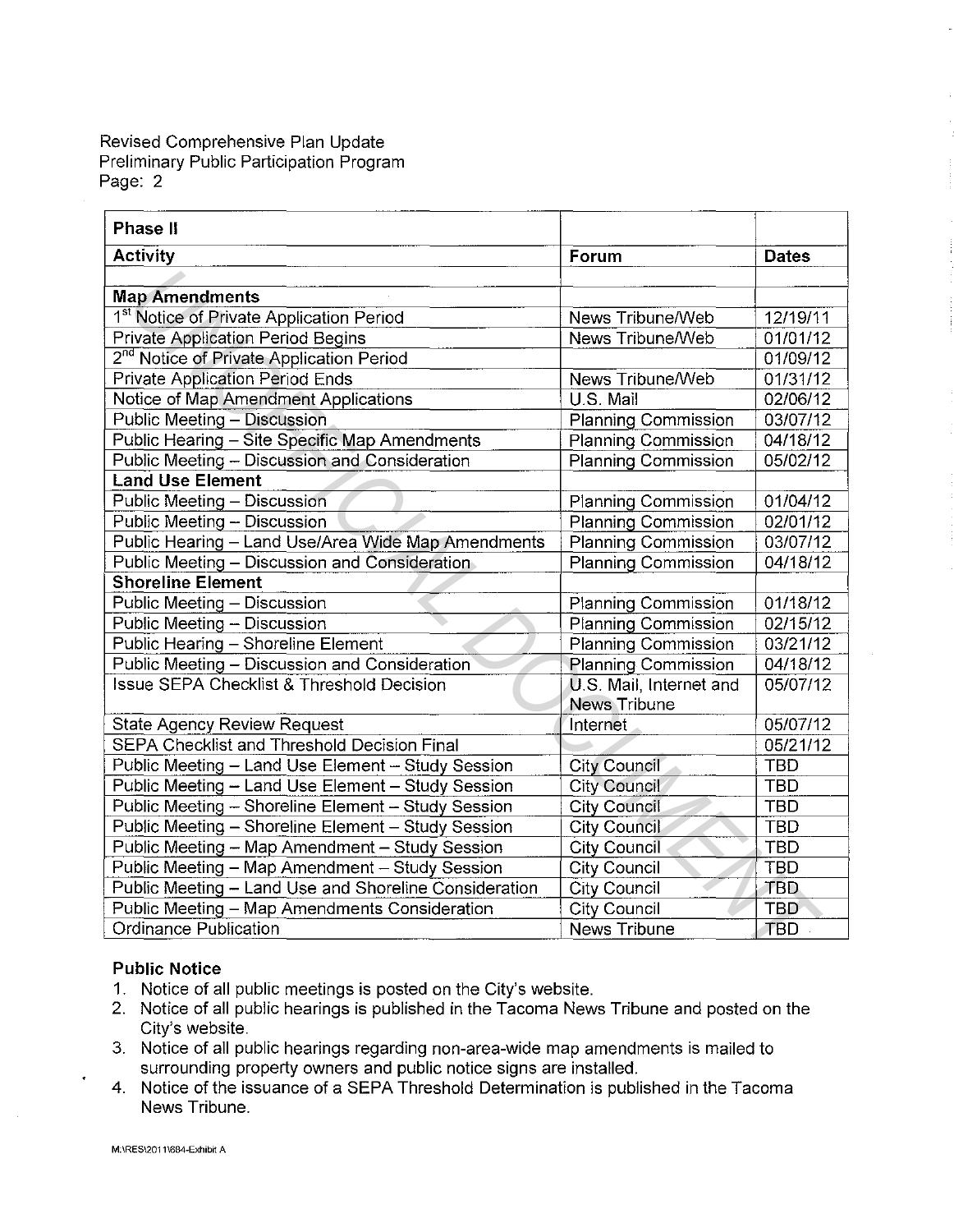Revised Comprehensive Plan Update
Preliminary Public Participation Program
Page: 2

| Phase II | | |
|---|---|---|
| **Activity** | **Forum** | **Dates** |
| | | |
| **Map Amendments** | | |
| 1st Notice of Private Application Period | News Tribune/Web | 12/19/11 |
| Private Application Period Begins | News Tribune/Web | 01/01/12 |
| 2nd Notice of Private Application Period | | 01/09/12 |
| Private Application Period Ends | News Tribune/Web | 01/31/12 |
| Notice of Map Amendment Applications | U.S. Mail | 02/06/12 |
| Public Meeting – Discussion | Planning Commission | 03/07/12 |
| Public Hearing – Site Specific Map Amendments | Planning Commission | 04/18/12 |
| Public Meeting – Discussion and Consideration | Planning Commission | 05/02/12 |
| **Land Use Element** | | |
| Public Meeting – Discussion | Planning Commission | 01/04/12 |
| Public Meeting – Discussion | Planning Commission | 02/01/12 |
| Public Hearing – Land Use/Area Wide Map Amendments | Planning Commission | 03/07/12 |
| Public Meeting – Discussion and Consideration | Planning Commission | 04/18/12 |
| **Shoreline Element** | | |
| Public Meeting – Discussion | Planning Commission | 01/18/12 |
| Public Meeting – Discussion | Planning Commission | 02/15/12 |
| Public Hearing – Shoreline Element | Planning Commission | 03/21/12 |
| Public Meeting – Discussion and Consideration | Planning Commission | 04/18/12 |
| Issue SEPA Checklist & Threshold Decision | U.S. Mail, Internet and News Tribune | 05/07/12 |
| State Agency Review Request | Internet | 05/07/12 |
| SEPA Checklist and Threshold Decision Final | | 05/21/12 |
| Public Meeting – Land Use Element – Study Session | City Council | TBD |
| Public Meeting – Land Use Element – Study Session | City Council | TBD |
| Public Meeting – Shoreline Element – Study Session | City Council | TBD |
| Public Meeting – Shoreline Element – Study Session | City Council | TBD |
| Public Meeting – Map Amendment – Study Session | City Council | TBD |
| Public Meeting – Map Amendment – Study Session | City Council | TBD |
| Public Meeting – Land Use and Shoreline Consideration | City Council | TBD |
| Public Meeting – Map Amendments Consideration | City Council | TBD |
| Ordinance Publication | News Tribune | TBD |

**Public Notice**

1. Notice of all public meetings is posted on the City's website.
2. Notice of all public hearings is published in the Tacoma News Tribune and posted on the City's website.
3. Notice of all public hearings regarding non-area-wide map amendments is mailed to surrounding property owners and public notice signs are installed.
4. Notice of the issuance of a SEPA Threshold Determination is published in the Tacoma News Tribune.

M:\RES\2011\684-Exhibit A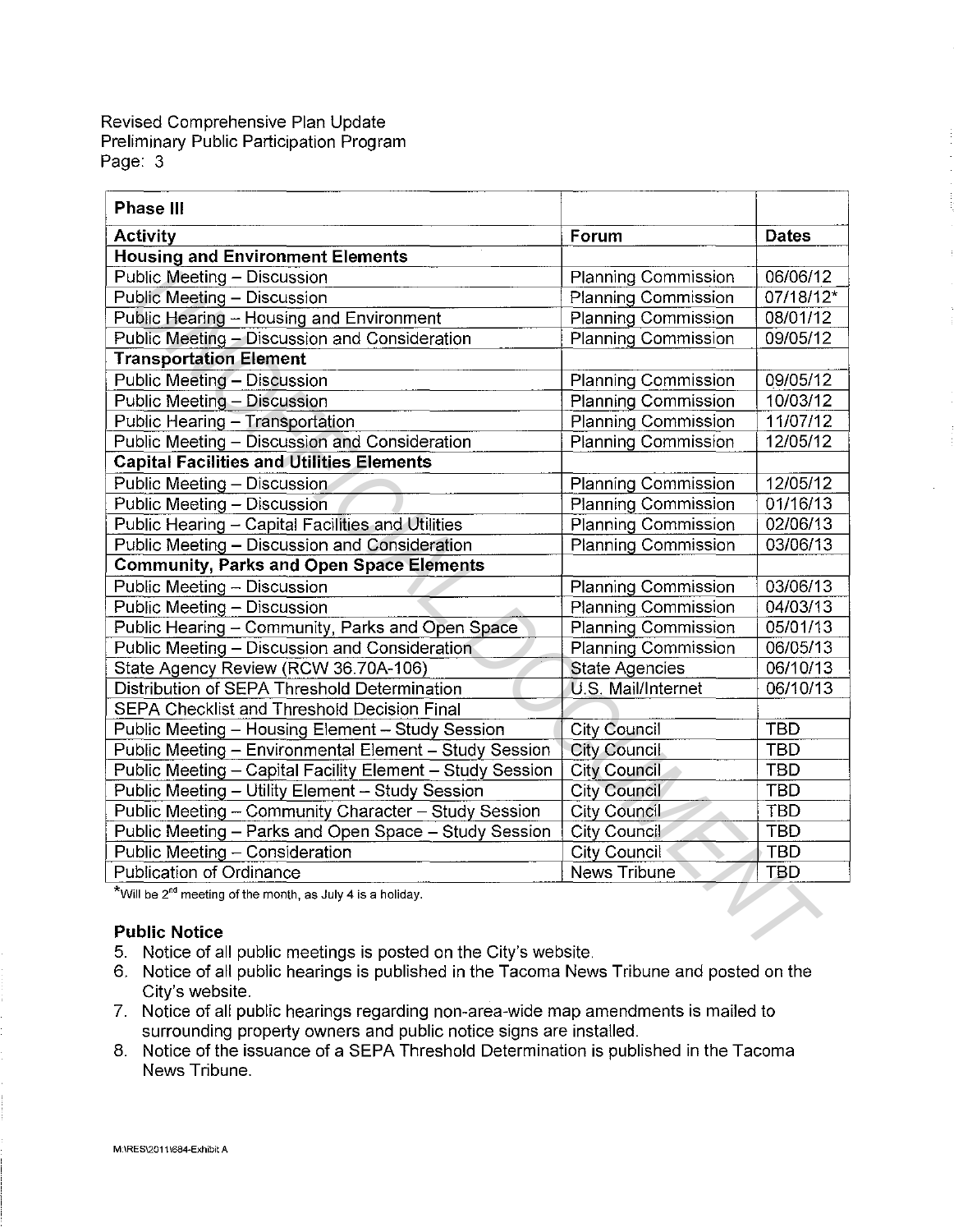Revised Comprehensive Plan Update
Preliminary Public Participation Program
Page: 3

| Phase III | | |
|---|---|---|
| **Activity** | **Forum** | **Dates** |
| **Housing and Environment Elements** | | |
| Public Meeting – Discussion | Planning Commission | 06/06/12 |
| Public Meeting – Discussion | Planning Commission | 07/18/12* |
| Public Hearing – Housing and Environment | Planning Commission | 08/01/12 |
| Public Meeting – Discussion and Consideration | Planning Commission | 09/05/12 |
| **Transportation Element** | | |
| Public Meeting – Discussion | Planning Commission | 09/05/12 |
| Public Meeting – Discussion | Planning Commission | 10/03/12 |
| Public Hearing – Transportation | Planning Commission | 11/07/12 |
| Public Meeting – Discussion and Consideration | Planning Commission | 12/05/12 |
| **Capital Facilities and Utilities Elements** | | |
| Public Meeting – Discussion | Planning Commission | 12/05/12 |
| Public Meeting – Discussion | Planning Commission | 01/16/13 |
| Public Hearing – Capital Facilities and Utilities | Planning Commission | 02/06/13 |
| Public Meeting – Discussion and Consideration | Planning Commission | 03/06/13 |
| **Community, Parks and Open Space Elements** | | |
| Public Meeting – Discussion | Planning Commission | 03/06/13 |
| Public Meeting – Discussion | Planning Commission | 04/03/13 |
| Public Hearing – Community, Parks and Open Space | Planning Commission | 05/01/13 |
| Public Meeting – Discussion and Consideration | Planning Commission | 06/05/13 |
| State Agency Review (RCW 36.70A-106) | State Agencies | 06/10/13 |
| Distribution of SEPA Threshold Determination | U.S. Mail/Internet | 06/10/13 |
| SEPA Checklist and Threshold Decision Final | | |
| Public Meeting – Housing Element – Study Session | City Council | TBD |
| Public Meeting – Environmental Element – Study Session | City Council | TBD |
| Public Meeting – Capital Facility Element – Study Session | City Council | TBD |
| Public Meeting – Utility Element – Study Session | City Council | TBD |
| Public Meeting – Community Character – Study Session | City Council | TBD |
| Public Meeting – Parks and Open Space – Study Session | City Council | TBD |
| Public Meeting – Consideration | City Council | TBD |
| Publication of Ordinance | News Tribune | TBD |

*Will be 2nd meeting of the month, as July 4 is a holiday.

**Public Notice**

5. Notice of all public meetings is posted on the City's website.
6. Notice of all public hearings is published in the Tacoma News Tribune and posted on the City's website.
7. Notice of all public hearings regarding non-area-wide map amendments is mailed to surrounding property owners and public notice signs are installed.
8. Notice of the issuance of a SEPA Threshold Determination is published in the Tacoma News Tribune.

M:\RES\2011\684-Exhibit A